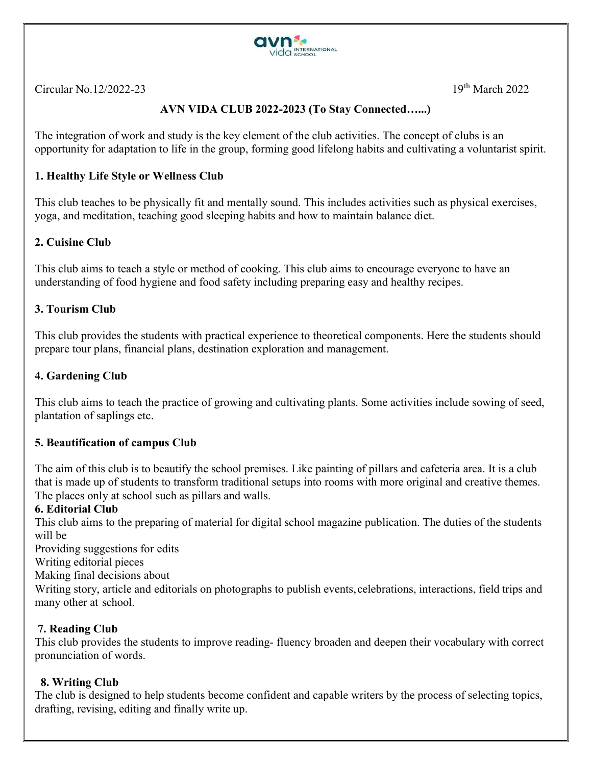Circular No.12/2022-23

19th March 2022

**AVN VIDA CLUB 2022-2023 (To Stay Connected…...)**

The integration of work and study is the key element of the club activities. The concept of clubs is an opportunity for adaptation to life in the group, forming good lifelong habits and cultivating a voluntarist spirit.

**1. Healthy Life Style or Wellness Club**

This club teaches to be physically fit and mentally sound. This includes activities such as physical exercises, yoga, and meditation, teaching good sleeping habits and how to maintain balance diet.

**2. Cuisine Club**

This club aims to teach a style or method of cooking. This club aims to encourage everyone to have an understanding of food hygiene and food safety including preparing easy and healthy recipes.

**3. Tourism Club**

This club provides the students with practical experience to theoretical components. Here the students should prepare tour plans, financial plans, destination exploration and management.

**4. Gardening Club**

This club aims to teach the practice of growing and cultivating plants. Some activities include sowing of seed, plantation of saplings etc.

**5. Beautification of campus Club**

The aim of this club is to beautify the school premises. Like painting of pillars and cafeteria area. It is a club that is made up of students to transform traditional setups into rooms with more original and creative themes. The places only at school such as pillars and walls.

**6. Editorial Club**

This club aims to the preparing of material for digital school magazine publication. The duties of the students will be

Providing suggestions for edits

Writing editorial pieces

Making final decisions about

Writing story, article and editorials on photographs to publish events, celebrations, interactions, field trips and many other at school.

**7. Reading Club**

This club provides the students to improve reading- fluency broaden and deepen their vocabulary with correct pronunciation of words.

**8. Writing Club**

The club is designed to help students become confident and capable writers by the process of selecting topics, drafting, revising, editing and finally write up.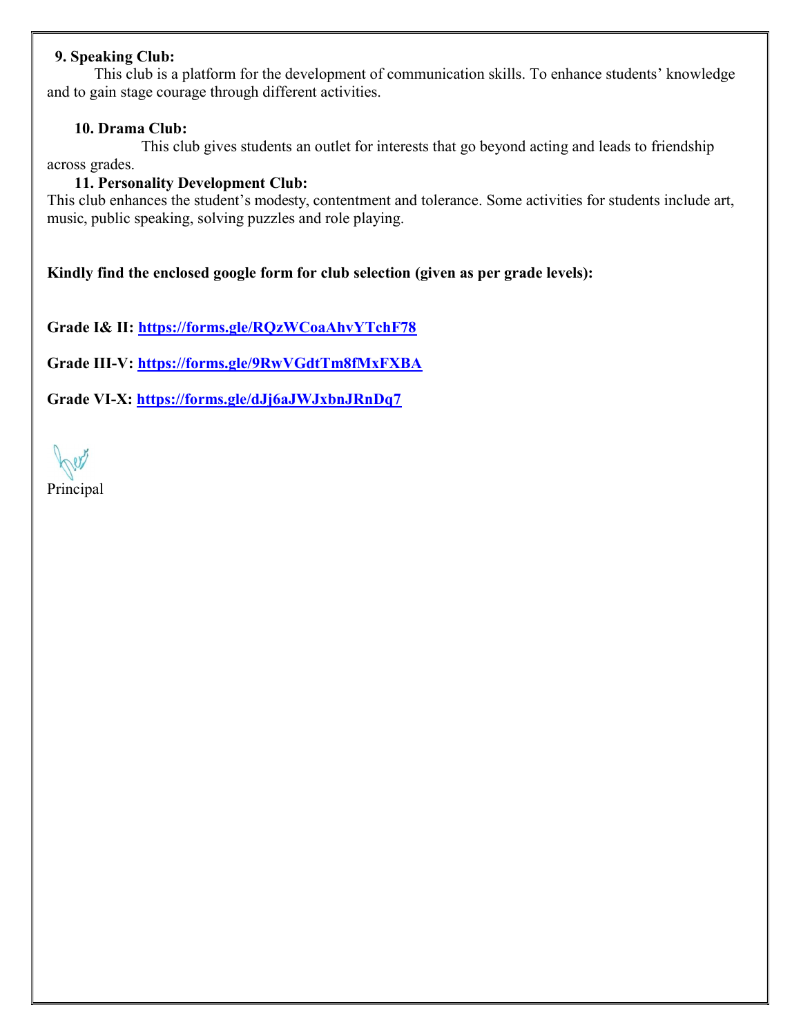**9. Speaking Club:**

This club is a platform for the development of communication skills. To enhance students' knowledge and to gain stage courage through different activities.

**10. Drama Club:**

This club gives students an outlet for interests that go beyond acting and leads to friendship across grades.

**11. Personality Development Club:**

This club enhances the student's modesty, contentment and tolerance. Some activities for students include art, music, public speaking, solving puzzles and role playing.

**Kindly find the enclosed google form for club selection (given as per grade levels):**

**Grade I& II: https://forms.gle/RQzWCoaAhvYTchF78**

**Grade III-V: https://forms.gle/9RwVGdtTm8fMxFXBA**

**Grade VI-X: https://forms.gle/dJj6aJWJxbnJRnDq7**

Principal